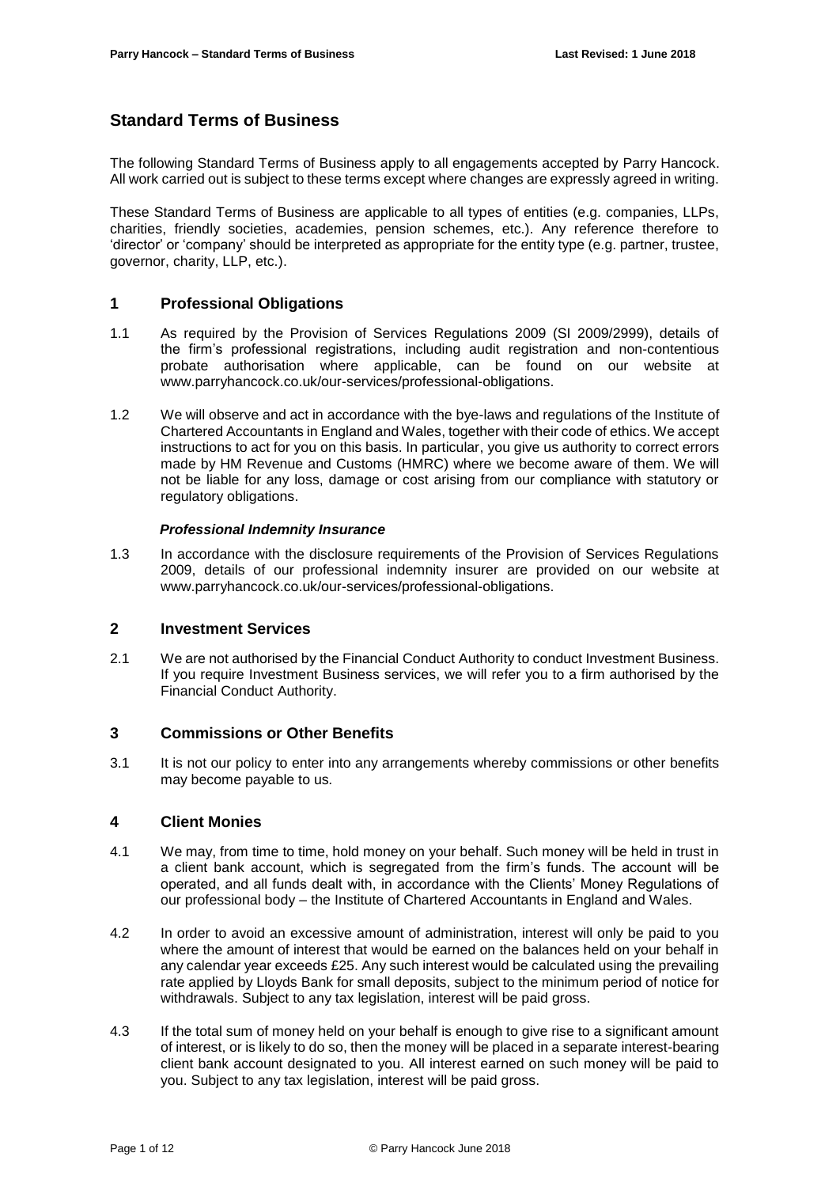# Standard Terms of Business

The following Standard Terms of Business apply to all engagements accepted by Parry Hancock. All work carried out is subject to these terms except where changes are expressly agreed in writing.

These Standard Terms of Business are applicable to all types of entities (e.g. companies, LLPs, charities, friendly societies, academies, pension schemes, etc.). Any reference therefore to 'director' or 'company' should be interpreted as appropriate for the entity type (e.g. partner, trustee, governor, charity, LLP, etc.).

## 1 Professional Obligations

1.1 As required by the Provision of Services Regulations 2009 (SI 2009/2999), details of the firm's professional registrations, including audit registration and non-contentious probate authorisation where applicable, can be found on our website at www.parryhancock.co.uk/our-services/professional-obligations.

1.2 We will observe and act in accordance with the bye-laws and regulations of the Institute of Chartered Accountants in England and Wales, together with their code of ethics. We accept instructions to act for you on this basis. In particular, you give us authority to correct errors made by HM Revenue and Customs (HMRC) where we become aware of them. We will not be liable for any loss, damage or cost arising from our compliance with statutory or regulatory obligations.

***Professional Indemnity Insurance***

1.3 In accordance with the disclosure requirements of the Provision of Services Regulations 2009, details of our professional indemnity insurer are provided on our website at www.parryhancock.co.uk/our-services/professional-obligations.

## 2 Investment Services

2.1 We are not authorised by the Financial Conduct Authority to conduct Investment Business. If you require Investment Business services, we will refer you to a firm authorised by the Financial Conduct Authority.

## 3 Commissions or Other Benefits

3.1 It is not our policy to enter into any arrangements whereby commissions or other benefits may become payable to us.

## 4 Client Monies

4.1 We may, from time to time, hold money on your behalf. Such money will be held in trust in a client bank account, which is segregated from the firm's funds. The account will be operated, and all funds dealt with, in accordance with the Clients' Money Regulations of our professional body – the Institute of Chartered Accountants in England and Wales.

4.2 In order to avoid an excessive amount of administration, interest will only be paid to you where the amount of interest that would be earned on the balances held on your behalf in any calendar year exceeds £25. Any such interest would be calculated using the prevailing rate applied by Lloyds Bank for small deposits, subject to the minimum period of notice for withdrawals. Subject to any tax legislation, interest will be paid gross.

4.3 If the total sum of money held on your behalf is enough to give rise to a significant amount of interest, or is likely to do so, then the money will be placed in a separate interest-bearing client bank account designated to you. All interest earned on such money will be paid to you. Subject to any tax legislation, interest will be paid gross.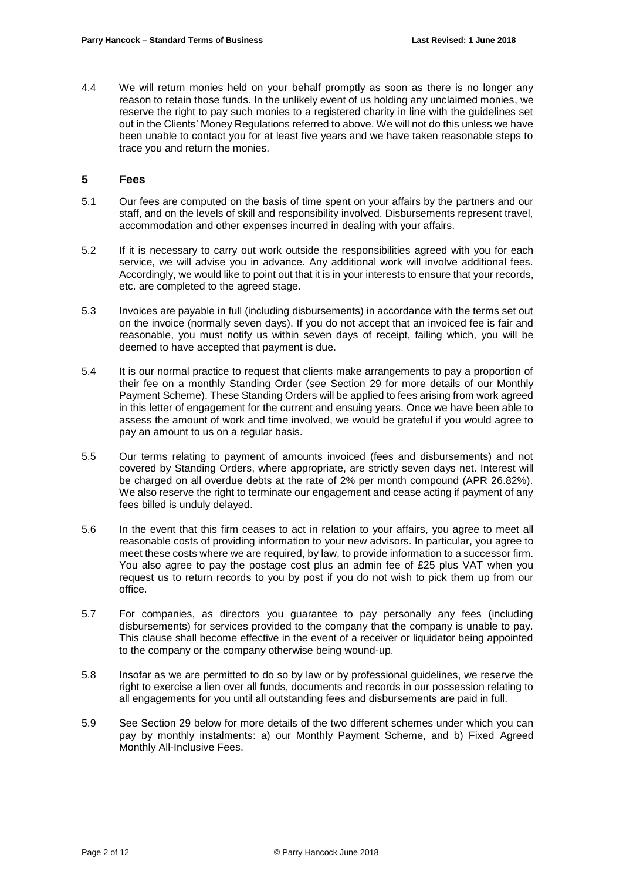4.4 We will return monies held on your behalf promptly as soon as there is no longer any reason to retain those funds. In the unlikely event of us holding any unclaimed monies, we reserve the right to pay such monies to a registered charity in line with the guidelines set out in the Clients' Money Regulations referred to above. We will not do this unless we have been unable to contact you for at least five years and we have taken reasonable steps to trace you and return the monies.

## 5 Fees

5.1 Our fees are computed on the basis of time spent on your affairs by the partners and our staff, and on the levels of skill and responsibility involved. Disbursements represent travel, accommodation and other expenses incurred in dealing with your affairs.

5.2 If it is necessary to carry out work outside the responsibilities agreed with you for each service, we will advise you in advance. Any additional work will involve additional fees. Accordingly, we would like to point out that it is in your interests to ensure that your records, etc. are completed to the agreed stage.

5.3 Invoices are payable in full (including disbursements) in accordance with the terms set out on the invoice (normally seven days). If you do not accept that an invoiced fee is fair and reasonable, you must notify us within seven days of receipt, failing which, you will be deemed to have accepted that payment is due.

5.4 It is our normal practice to request that clients make arrangements to pay a proportion of their fee on a monthly Standing Order (see Section 29 for more details of our Monthly Payment Scheme). These Standing Orders will be applied to fees arising from work agreed in this letter of engagement for the current and ensuing years. Once we have been able to assess the amount of work and time involved, we would be grateful if you would agree to pay an amount to us on a regular basis.

5.5 Our terms relating to payment of amounts invoiced (fees and disbursements) and not covered by Standing Orders, where appropriate, are strictly seven days net. Interest will be charged on all overdue debts at the rate of 2% per month compound (APR 26.82%). We also reserve the right to terminate our engagement and cease acting if payment of any fees billed is unduly delayed.

5.6 In the event that this firm ceases to act in relation to your affairs, you agree to meet all reasonable costs of providing information to your new advisors. In particular, you agree to meet these costs where we are required, by law, to provide information to a successor firm. You also agree to pay the postage cost plus an admin fee of £25 plus VAT when you request us to return records to you by post if you do not wish to pick them up from our office.

5.7 For companies, as directors you guarantee to pay personally any fees (including disbursements) for services provided to the company that the company is unable to pay. This clause shall become effective in the event of a receiver or liquidator being appointed to the company or the company otherwise being wound-up.

5.8 Insofar as we are permitted to do so by law or by professional guidelines, we reserve the right to exercise a lien over all funds, documents and records in our possession relating to all engagements for you until all outstanding fees and disbursements are paid in full.

5.9 See Section 29 below for more details of the two different schemes under which you can pay by monthly instalments: a) our Monthly Payment Scheme, and b) Fixed Agreed Monthly All-Inclusive Fees.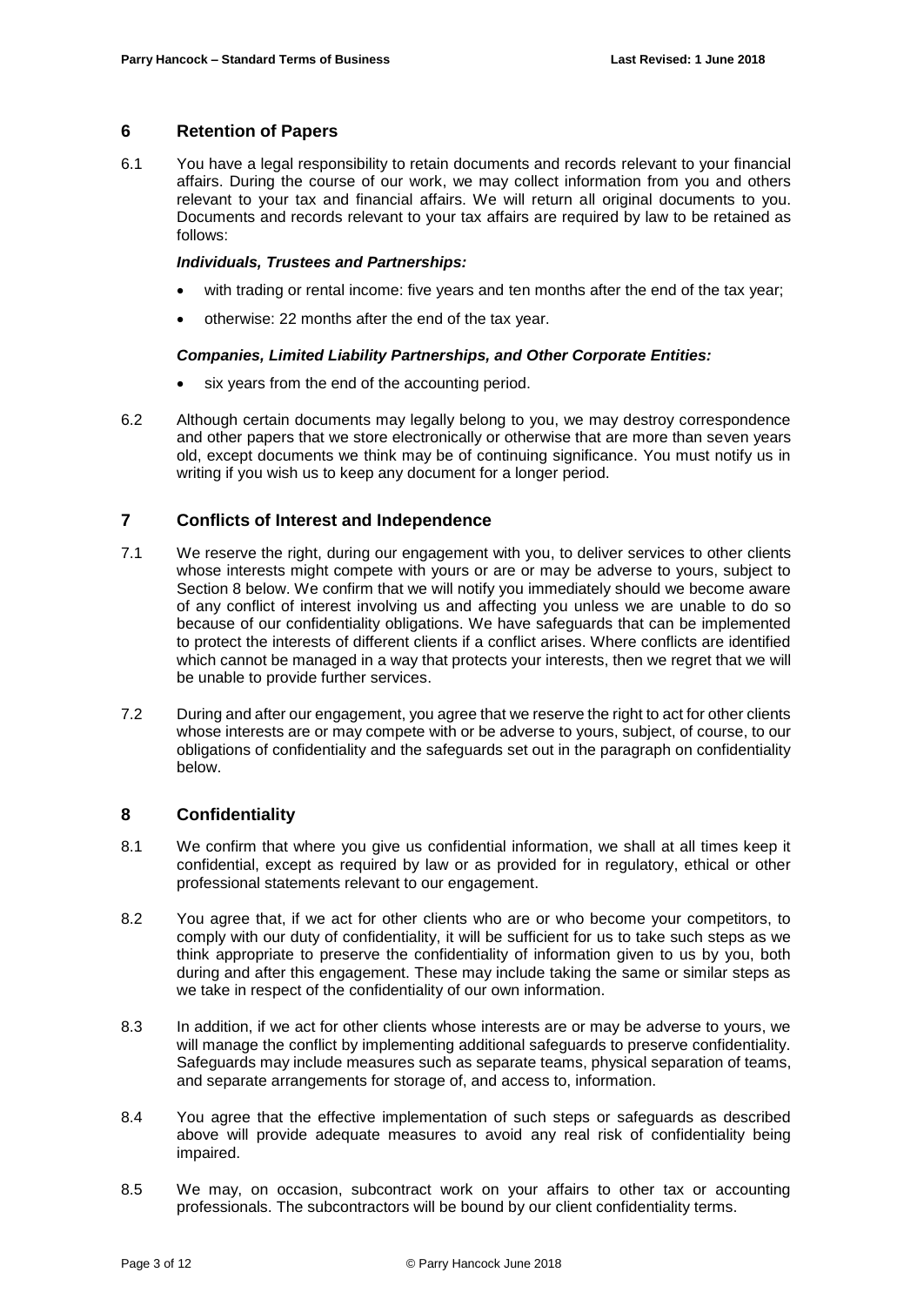## 6 Retention of Papers

6.1 You have a legal responsibility to retain documents and records relevant to your financial affairs. During the course of our work, we may collect information from you and others relevant to your tax and financial affairs. We will return all original documents to you. Documents and records relevant to your tax affairs are required by law to be retained as follows:

***Individuals, Trustees and Partnerships:***

- with trading or rental income: five years and ten months after the end of the tax year;
- otherwise: 22 months after the end of the tax year.

***Companies, Limited Liability Partnerships, and Other Corporate Entities:***

- six years from the end of the accounting period.

6.2 Although certain documents may legally belong to you, we may destroy correspondence and other papers that we store electronically or otherwise that are more than seven years old, except documents we think may be of continuing significance. You must notify us in writing if you wish us to keep any document for a longer period.

## 7 Conflicts of Interest and Independence

7.1 We reserve the right, during our engagement with you, to deliver services to other clients whose interests might compete with yours or are or may be adverse to yours, subject to Section 8 below. We confirm that we will notify you immediately should we become aware of any conflict of interest involving us and affecting you unless we are unable to do so because of our confidentiality obligations. We have safeguards that can be implemented to protect the interests of different clients if a conflict arises. Where conflicts are identified which cannot be managed in a way that protects your interests, then we regret that we will be unable to provide further services.

7.2 During and after our engagement, you agree that we reserve the right to act for other clients whose interests are or may compete with or be adverse to yours, subject, of course, to our obligations of confidentiality and the safeguards set out in the paragraph on confidentiality below.

## 8 Confidentiality

8.1 We confirm that where you give us confidential information, we shall at all times keep it confidential, except as required by law or as provided for in regulatory, ethical or other professional statements relevant to our engagement.

8.2 You agree that, if we act for other clients who are or who become your competitors, to comply with our duty of confidentiality, it will be sufficient for us to take such steps as we think appropriate to preserve the confidentiality of information given to us by you, both during and after this engagement. These may include taking the same or similar steps as we take in respect of the confidentiality of our own information.

8.3 In addition, if we act for other clients whose interests are or may be adverse to yours, we will manage the conflict by implementing additional safeguards to preserve confidentiality. Safeguards may include measures such as separate teams, physical separation of teams, and separate arrangements for storage of, and access to, information.

8.4 You agree that the effective implementation of such steps or safeguards as described above will provide adequate measures to avoid any real risk of confidentiality being impaired.

8.5 We may, on occasion, subcontract work on your affairs to other tax or accounting professionals. The subcontractors will be bound by our client confidentiality terms.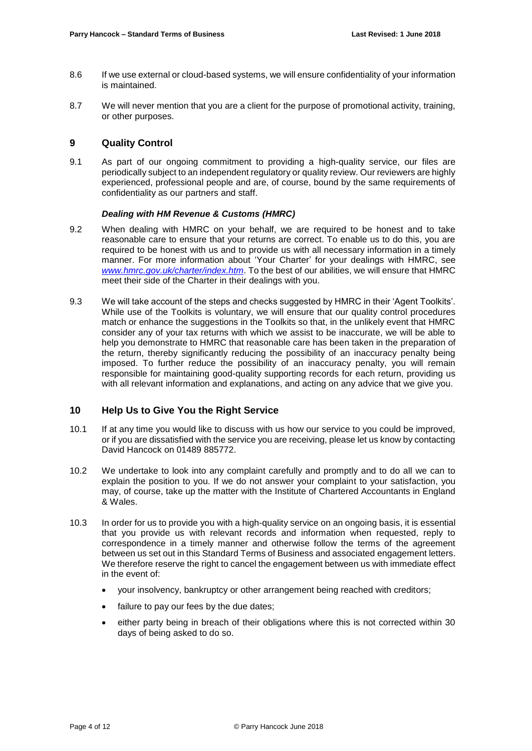8.6 If we use external or cloud-based systems, we will ensure confidentiality of your information is maintained.

8.7 We will never mention that you are a client for the purpose of promotional activity, training, or other purposes.

## 9 Quality Control

9.1 As part of our ongoing commitment to providing a high-quality service, our files are periodically subject to an independent regulatory or quality review. Our reviewers are highly experienced, professional people and are, of course, bound by the same requirements of confidentiality as our partners and staff.

***Dealing with HM Revenue & Customs (HMRC)***

9.2 When dealing with HMRC on your behalf, we are required to be honest and to take reasonable care to ensure that your returns are correct. To enable us to do this, you are required to be honest with us and to provide us with all necessary information in a timely manner. For more information about 'Your Charter' for your dealings with HMRC, see *www.hmrc.gov.uk/charter/index.htm*. To the best of our abilities, we will ensure that HMRC meet their side of the Charter in their dealings with you.

9.3 We will take account of the steps and checks suggested by HMRC in their 'Agent Toolkits'. While use of the Toolkits is voluntary, we will ensure that our quality control procedures match or enhance the suggestions in the Toolkits so that, in the unlikely event that HMRC consider any of your tax returns with which we assist to be inaccurate, we will be able to help you demonstrate to HMRC that reasonable care has been taken in the preparation of the return, thereby significantly reducing the possibility of an inaccuracy penalty being imposed. To further reduce the possibility of an inaccuracy penalty, you will remain responsible for maintaining good-quality supporting records for each return, providing us with all relevant information and explanations, and acting on any advice that we give you.

## 10 Help Us to Give You the Right Service

10.1 If at any time you would like to discuss with us how our service to you could be improved, or if you are dissatisfied with the service you are receiving, please let us know by contacting David Hancock on 01489 885772.

10.2 We undertake to look into any complaint carefully and promptly and to do all we can to explain the position to you. If we do not answer your complaint to your satisfaction, you may, of course, take up the matter with the Institute of Chartered Accountants in England & Wales.

10.3 In order for us to provide you with a high-quality service on an ongoing basis, it is essential that you provide us with relevant records and information when requested, reply to correspondence in a timely manner and otherwise follow the terms of the agreement between us set out in this Standard Terms of Business and associated engagement letters. We therefore reserve the right to cancel the engagement between us with immediate effect in the event of:

- your insolvency, bankruptcy or other arrangement being reached with creditors;
- failure to pay our fees by the due dates;
- either party being in breach of their obligations where this is not corrected within 30 days of being asked to do so.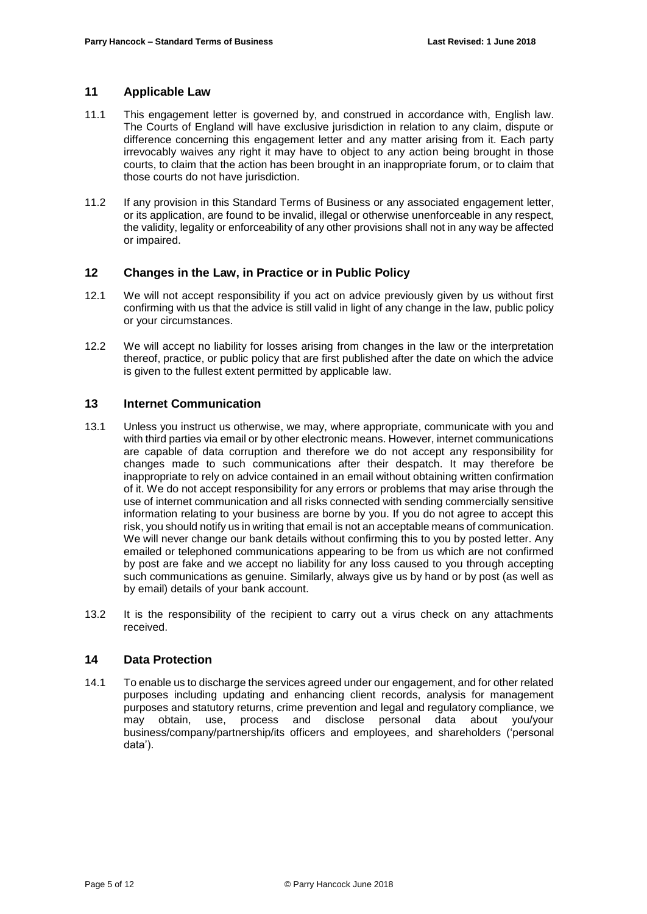## 11 Applicable Law

11.1 This engagement letter is governed by, and construed in accordance with, English law. The Courts of England will have exclusive jurisdiction in relation to any claim, dispute or difference concerning this engagement letter and any matter arising from it. Each party irrevocably waives any right it may have to object to any action being brought in those courts, to claim that the action has been brought in an inappropriate forum, or to claim that those courts do not have jurisdiction.

11.2 If any provision in this Standard Terms of Business or any associated engagement letter, or its application, are found to be invalid, illegal or otherwise unenforceable in any respect, the validity, legality or enforceability of any other provisions shall not in any way be affected or impaired.

## 12 Changes in the Law, in Practice or in Public Policy

12.1 We will not accept responsibility if you act on advice previously given by us without first confirming with us that the advice is still valid in light of any change in the law, public policy or your circumstances.

12.2 We will accept no liability for losses arising from changes in the law or the interpretation thereof, practice, or public policy that are first published after the date on which the advice is given to the fullest extent permitted by applicable law.

## 13 Internet Communication

13.1 Unless you instruct us otherwise, we may, where appropriate, communicate with you and with third parties via email or by other electronic means. However, internet communications are capable of data corruption and therefore we do not accept any responsibility for changes made to such communications after their despatch. It may therefore be inappropriate to rely on advice contained in an email without obtaining written confirmation of it. We do not accept responsibility for any errors or problems that may arise through the use of internet communication and all risks connected with sending commercially sensitive information relating to your business are borne by you. If you do not agree to accept this risk, you should notify us in writing that email is not an acceptable means of communication. We will never change our bank details without confirming this to you by posted letter. Any emailed or telephoned communications appearing to be from us which are not confirmed by post are fake and we accept no liability for any loss caused to you through accepting such communications as genuine. Similarly, always give us by hand or by post (as well as by email) details of your bank account.

13.2 It is the responsibility of the recipient to carry out a virus check on any attachments received.

## 14 Data Protection

14.1 To enable us to discharge the services agreed under our engagement, and for other related purposes including updating and enhancing client records, analysis for management purposes and statutory returns, crime prevention and legal and regulatory compliance, we may obtain, use, process and disclose personal data about you/your business/company/partnership/its officers and employees, and shareholders ('personal data').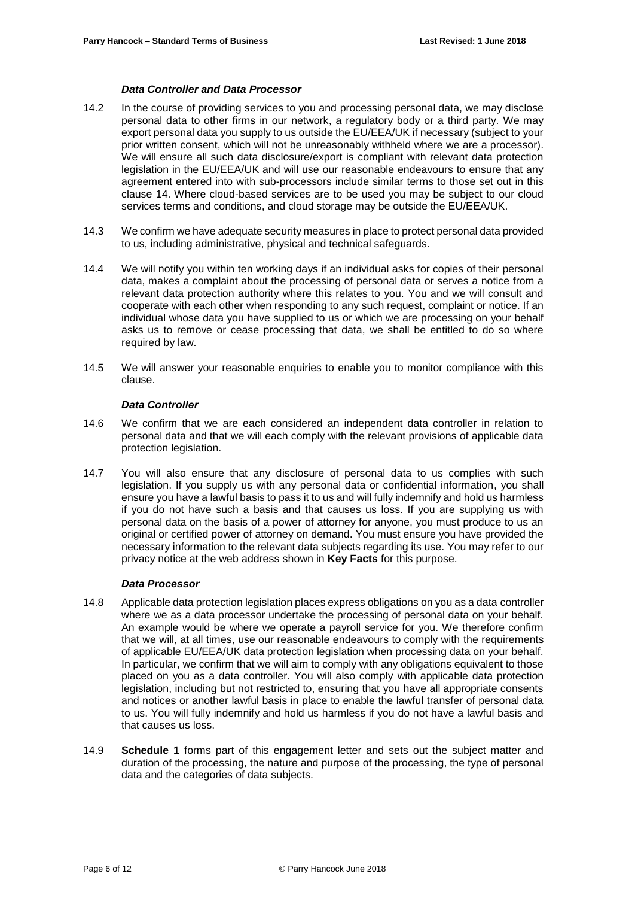### *Data Controller and Data Processor*

14.2 In the course of providing services to you and processing personal data, we may disclose personal data to other firms in our network, a regulatory body or a third party. We may export personal data you supply to us outside the EU/EEA/UK if necessary (subject to your prior written consent, which will not be unreasonably withheld where we are a processor). We will ensure all such data disclosure/export is compliant with relevant data protection legislation in the EU/EEA/UK and will use our reasonable endeavours to ensure that any agreement entered into with sub-processors include similar terms to those set out in this clause 14. Where cloud-based services are to be used you may be subject to our cloud services terms and conditions, and cloud storage may be outside the EU/EEA/UK.

14.3 We confirm we have adequate security measures in place to protect personal data provided to us, including administrative, physical and technical safeguards.

14.4 We will notify you within ten working days if an individual asks for copies of their personal data, makes a complaint about the processing of personal data or serves a notice from a relevant data protection authority where this relates to you. You and we will consult and cooperate with each other when responding to any such request, complaint or notice. If an individual whose data you have supplied to us or which we are processing on your behalf asks us to remove or cease processing that data, we shall be entitled to do so where required by law.

14.5 We will answer your reasonable enquiries to enable you to monitor compliance with this clause.

### *Data Controller*

14.6 We confirm that we are each considered an independent data controller in relation to personal data and that we will each comply with the relevant provisions of applicable data protection legislation.

14.7 You will also ensure that any disclosure of personal data to us complies with such legislation. If you supply us with any personal data or confidential information, you shall ensure you have a lawful basis to pass it to us and will fully indemnify and hold us harmless if you do not have such a basis and that causes us loss. If you are supplying us with personal data on the basis of a power of attorney for anyone, you must produce to us an original or certified power of attorney on demand. You must ensure you have provided the necessary information to the relevant data subjects regarding its use. You may refer to our privacy notice at the web address shown in **Key Facts** for this purpose.

### *Data Processor*

14.8 Applicable data protection legislation places express obligations on you as a data controller where we as a data processor undertake the processing of personal data on your behalf. An example would be where we operate a payroll service for you. We therefore confirm that we will, at all times, use our reasonable endeavours to comply with the requirements of applicable EU/EEA/UK data protection legislation when processing data on your behalf. In particular, we confirm that we will aim to comply with any obligations equivalent to those placed on you as a data controller. You will also comply with applicable data protection legislation, including but not restricted to, ensuring that you have all appropriate consents and notices or another lawful basis in place to enable the lawful transfer of personal data to us. You will fully indemnify and hold us harmless if you do not have a lawful basis and that causes us loss.

14.9 **Schedule 1** forms part of this engagement letter and sets out the subject matter and duration of the processing, the nature and purpose of the processing, the type of personal data and the categories of data subjects.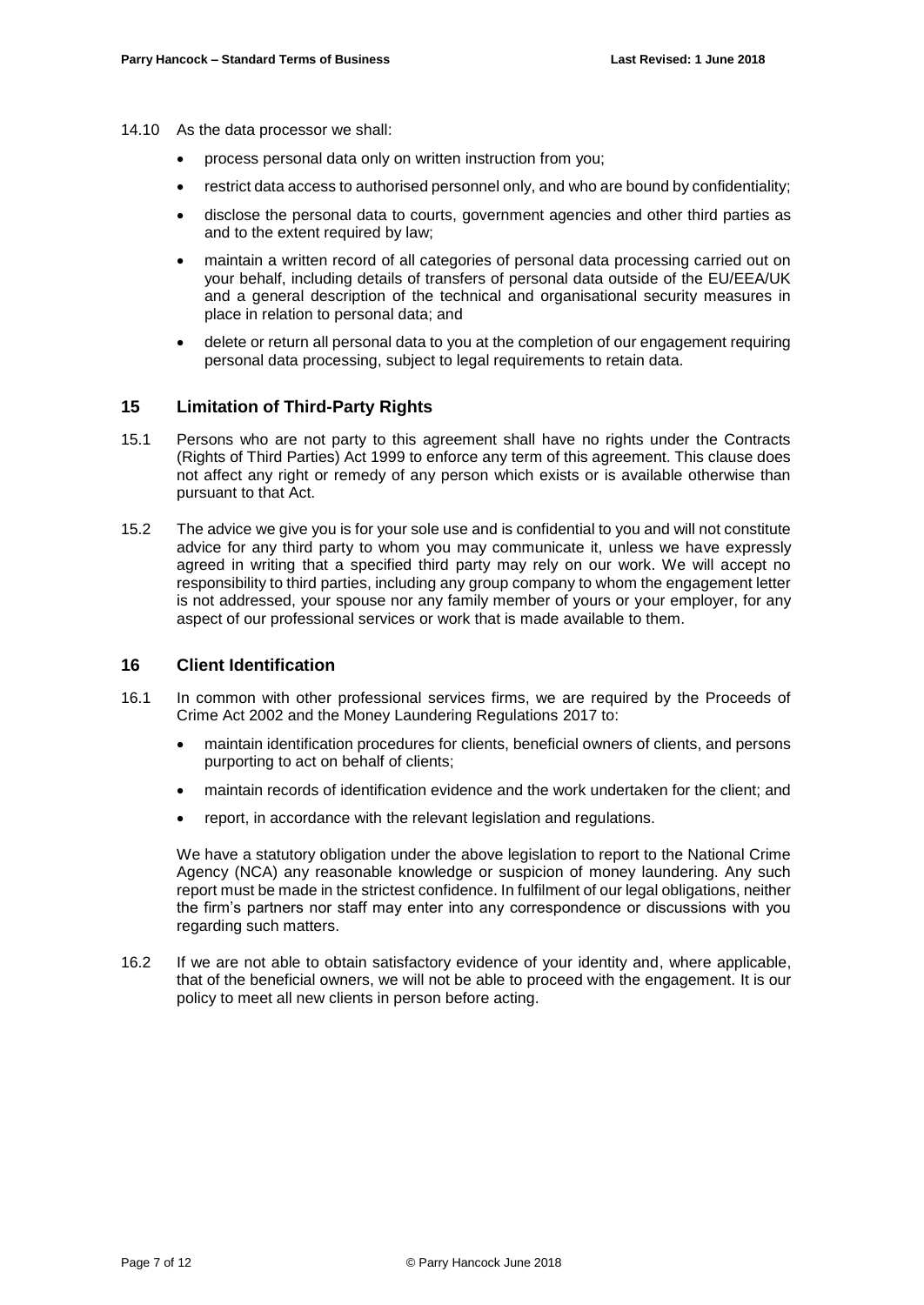14.10 As the data processor we shall:

- process personal data only on written instruction from you;
- restrict data access to authorised personnel only, and who are bound by confidentiality;
- disclose the personal data to courts, government agencies and other third parties as and to the extent required by law;
- maintain a written record of all categories of personal data processing carried out on your behalf, including details of transfers of personal data outside of the EU/EEA/UK and a general description of the technical and organisational security measures in place in relation to personal data; and
- delete or return all personal data to you at the completion of our engagement requiring personal data processing, subject to legal requirements to retain data.

## 15 Limitation of Third-Party Rights

15.1 Persons who are not party to this agreement shall have no rights under the Contracts (Rights of Third Parties) Act 1999 to enforce any term of this agreement. This clause does not affect any right or remedy of any person which exists or is available otherwise than pursuant to that Act.

15.2 The advice we give you is for your sole use and is confidential to you and will not constitute advice for any third party to whom you may communicate it, unless we have expressly agreed in writing that a specified third party may rely on our work. We will accept no responsibility to third parties, including any group company to whom the engagement letter is not addressed, your spouse nor any family member of yours or your employer, for any aspect of our professional services or work that is made available to them.

## 16 Client Identification

16.1 In common with other professional services firms, we are required by the Proceeds of Crime Act 2002 and the Money Laundering Regulations 2017 to:

- maintain identification procedures for clients, beneficial owners of clients, and persons purporting to act on behalf of clients;
- maintain records of identification evidence and the work undertaken for the client; and
- report, in accordance with the relevant legislation and regulations.

We have a statutory obligation under the above legislation to report to the National Crime Agency (NCA) any reasonable knowledge or suspicion of money laundering. Any such report must be made in the strictest confidence. In fulfilment of our legal obligations, neither the firm's partners nor staff may enter into any correspondence or discussions with you regarding such matters.

16.2 If we are not able to obtain satisfactory evidence of your identity and, where applicable, that of the beneficial owners, we will not be able to proceed with the engagement. It is our policy to meet all new clients in person before acting.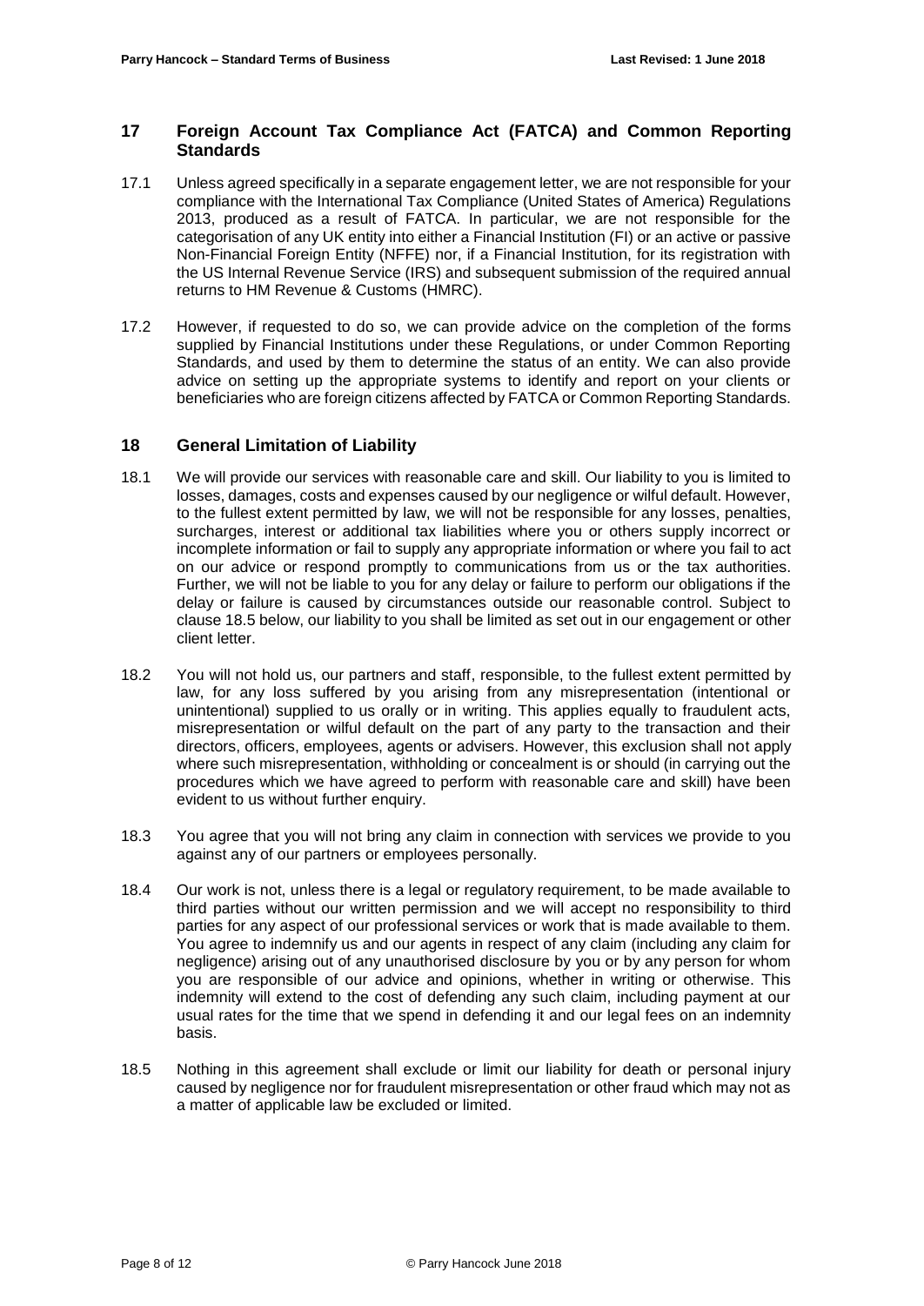## 17 Foreign Account Tax Compliance Act (FATCA) and Common Reporting Standards

17.1 Unless agreed specifically in a separate engagement letter, we are not responsible for your compliance with the International Tax Compliance (United States of America) Regulations 2013, produced as a result of FATCA. In particular, we are not responsible for the categorisation of any UK entity into either a Financial Institution (FI) or an active or passive Non-Financial Foreign Entity (NFFE) nor, if a Financial Institution, for its registration with the US Internal Revenue Service (IRS) and subsequent submission of the required annual returns to HM Revenue & Customs (HMRC).

17.2 However, if requested to do so, we can provide advice on the completion of the forms supplied by Financial Institutions under these Regulations, or under Common Reporting Standards, and used by them to determine the status of an entity. We can also provide advice on setting up the appropriate systems to identify and report on your clients or beneficiaries who are foreign citizens affected by FATCA or Common Reporting Standards.

## 18 General Limitation of Liability

18.1 We will provide our services with reasonable care and skill. Our liability to you is limited to losses, damages, costs and expenses caused by our negligence or wilful default. However, to the fullest extent permitted by law, we will not be responsible for any losses, penalties, surcharges, interest or additional tax liabilities where you or others supply incorrect or incomplete information or fail to supply any appropriate information or where you fail to act on our advice or respond promptly to communications from us or the tax authorities. Further, we will not be liable to you for any delay or failure to perform our obligations if the delay or failure is caused by circumstances outside our reasonable control. Subject to clause 18.5 below, our liability to you shall be limited as set out in our engagement or other client letter.

18.2 You will not hold us, our partners and staff, responsible, to the fullest extent permitted by law, for any loss suffered by you arising from any misrepresentation (intentional or unintentional) supplied to us orally or in writing. This applies equally to fraudulent acts, misrepresentation or wilful default on the part of any party to the transaction and their directors, officers, employees, agents or advisers. However, this exclusion shall not apply where such misrepresentation, withholding or concealment is or should (in carrying out the procedures which we have agreed to perform with reasonable care and skill) have been evident to us without further enquiry.

18.3 You agree that you will not bring any claim in connection with services we provide to you against any of our partners or employees personally.

18.4 Our work is not, unless there is a legal or regulatory requirement, to be made available to third parties without our written permission and we will accept no responsibility to third parties for any aspect of our professional services or work that is made available to them. You agree to indemnify us and our agents in respect of any claim (including any claim for negligence) arising out of any unauthorised disclosure by you or by any person for whom you are responsible of our advice and opinions, whether in writing or otherwise. This indemnity will extend to the cost of defending any such claim, including payment at our usual rates for the time that we spend in defending it and our legal fees on an indemnity basis.

18.5 Nothing in this agreement shall exclude or limit our liability for death or personal injury caused by negligence nor for fraudulent misrepresentation or other fraud which may not as a matter of applicable law be excluded or limited.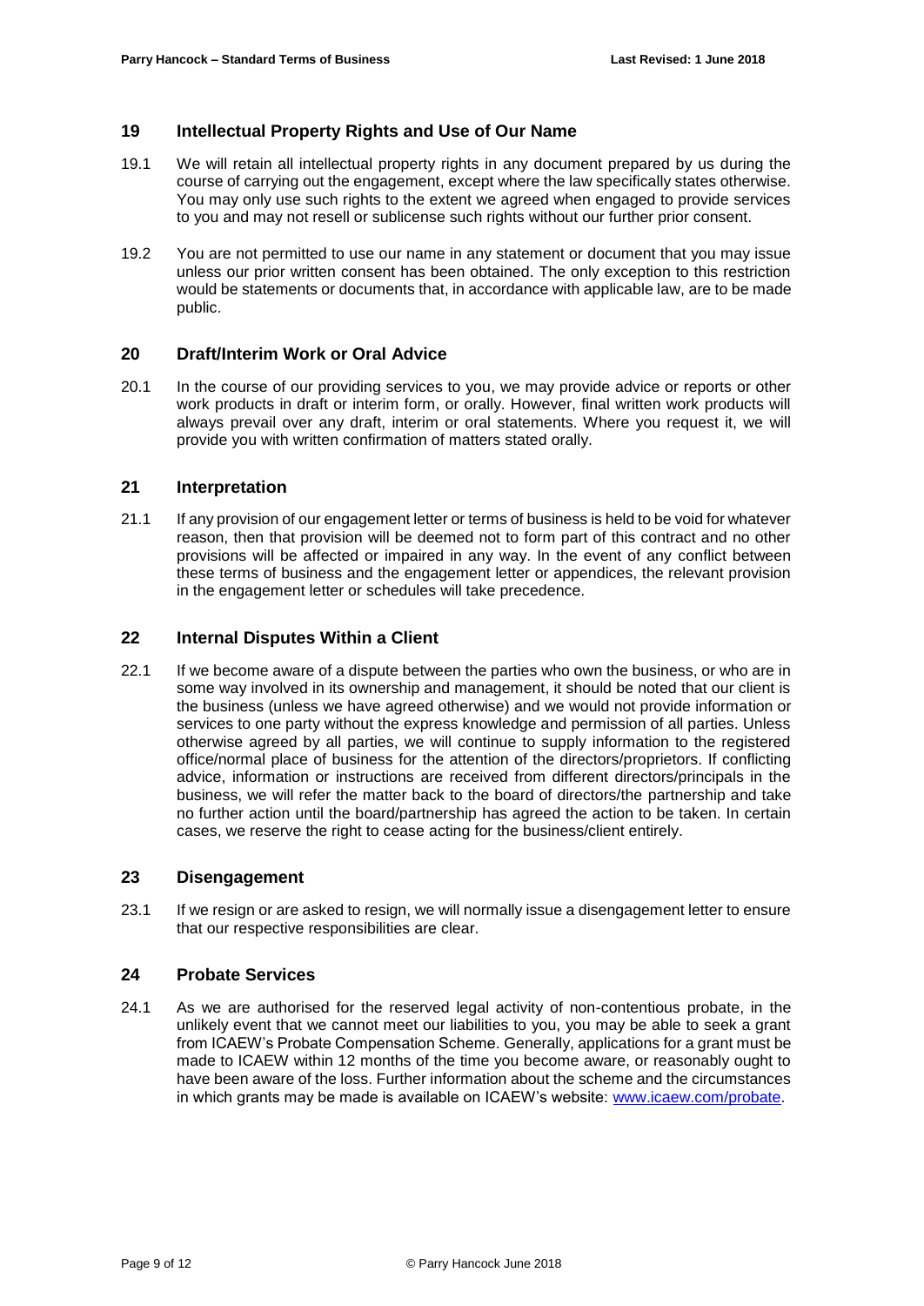## 19 Intellectual Property Rights and Use of Our Name

19.1 We will retain all intellectual property rights in any document prepared by us during the course of carrying out the engagement, except where the law specifically states otherwise. You may only use such rights to the extent we agreed when engaged to provide services to you and may not resell or sublicense such rights without our further prior consent.

19.2 You are not permitted to use our name in any statement or document that you may issue unless our prior written consent has been obtained. The only exception to this restriction would be statements or documents that, in accordance with applicable law, are to be made public.

## 20 Draft/Interim Work or Oral Advice

20.1 In the course of our providing services to you, we may provide advice or reports or other work products in draft or interim form, or orally. However, final written work products will always prevail over any draft, interim or oral statements. Where you request it, we will provide you with written confirmation of matters stated orally.

## 21 Interpretation

21.1 If any provision of our engagement letter or terms of business is held to be void for whatever reason, then that provision will be deemed not to form part of this contract and no other provisions will be affected or impaired in any way. In the event of any conflict between these terms of business and the engagement letter or appendices, the relevant provision in the engagement letter or schedules will take precedence.

## 22 Internal Disputes Within a Client

22.1 If we become aware of a dispute between the parties who own the business, or who are in some way involved in its ownership and management, it should be noted that our client is the business (unless we have agreed otherwise) and we would not provide information or services to one party without the express knowledge and permission of all parties. Unless otherwise agreed by all parties, we will continue to supply information to the registered office/normal place of business for the attention of the directors/proprietors. If conflicting advice, information or instructions are received from different directors/principals in the business, we will refer the matter back to the board of directors/the partnership and take no further action until the board/partnership has agreed the action to be taken. In certain cases, we reserve the right to cease acting for the business/client entirely.

## 23 Disengagement

23.1 If we resign or are asked to resign, we will normally issue a disengagement letter to ensure that our respective responsibilities are clear.

## 24 Probate Services

24.1 As we are authorised for the reserved legal activity of non-contentious probate, in the unlikely event that we cannot meet our liabilities to you, you may be able to seek a grant from ICAEW's Probate Compensation Scheme. Generally, applications for a grant must be made to ICAEW within 12 months of the time you become aware, or reasonably ought to have been aware of the loss. Further information about the scheme and the circumstances in which grants may be made is available on ICAEW's website: [www.icaew.com/probate](http://www.icaew.com/probate).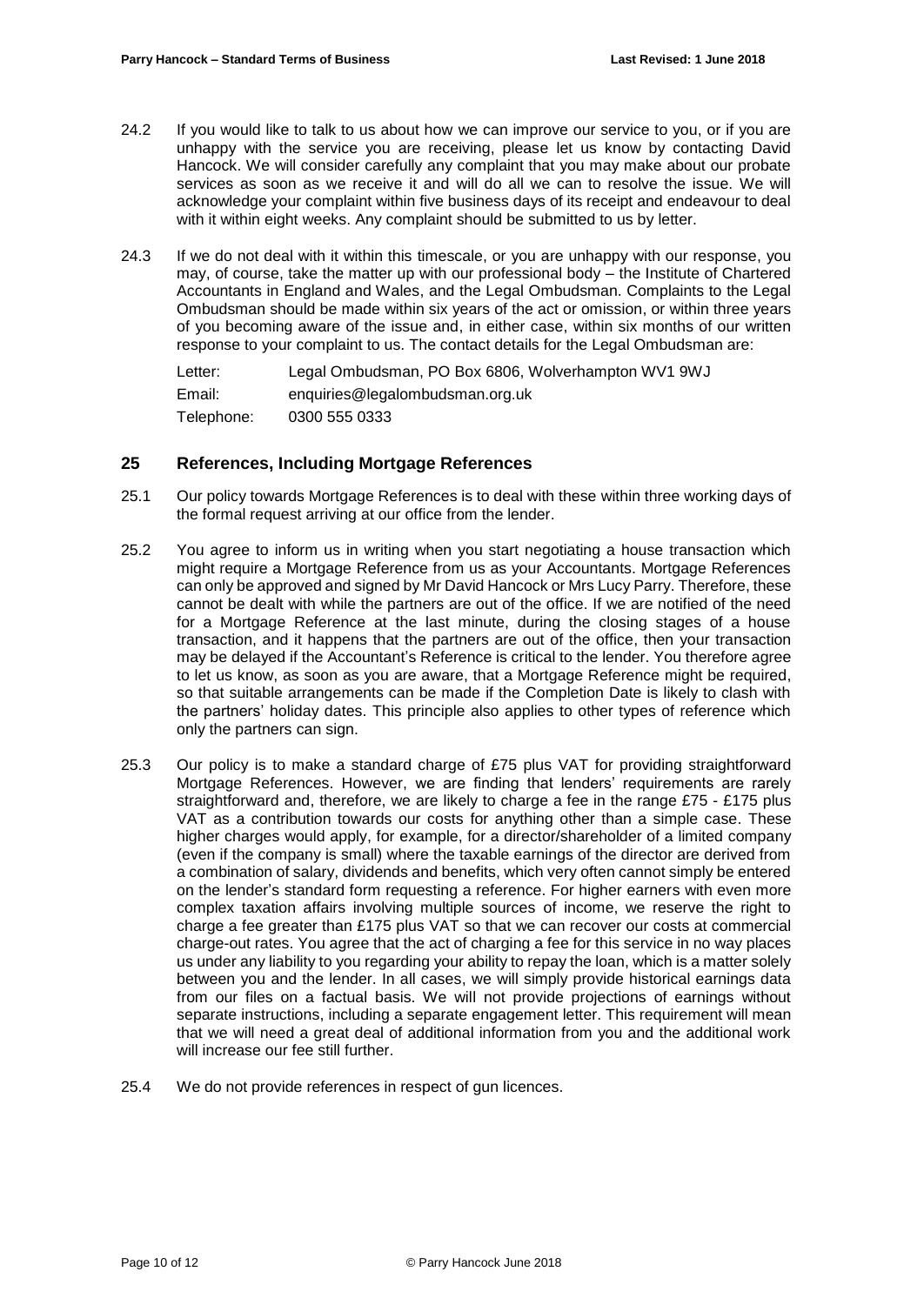24.2 If you would like to talk to us about how we can improve our service to you, or if you are unhappy with the service you are receiving, please let us know by contacting David Hancock. We will consider carefully any complaint that you may make about our probate services as soon as we receive it and will do all we can to resolve the issue. We will acknowledge your complaint within five business days of its receipt and endeavour to deal with it within eight weeks. Any complaint should be submitted to us by letter.

24.3 If we do not deal with it within this timescale, or you are unhappy with our response, you may, of course, take the matter up with our professional body – the Institute of Chartered Accountants in England and Wales, and the Legal Ombudsman. Complaints to the Legal Ombudsman should be made within six years of the act or omission, or within three years of you becoming aware of the issue and, in either case, within six months of our written response to your complaint to us. The contact details for the Legal Ombudsman are:

| | |
|---|---|
| Letter: | Legal Ombudsman, PO Box 6806, Wolverhampton WV1 9WJ |
| Email: | enquiries@legalombudsman.org.uk |
| Telephone: | 0300 555 0333 |

## 25 References, Including Mortgage References

25.1 Our policy towards Mortgage References is to deal with these within three working days of the formal request arriving at our office from the lender.

25.2 You agree to inform us in writing when you start negotiating a house transaction which might require a Mortgage Reference from us as your Accountants. Mortgage References can only be approved and signed by Mr David Hancock or Mrs Lucy Parry. Therefore, these cannot be dealt with while the partners are out of the office. If we are notified of the need for a Mortgage Reference at the last minute, during the closing stages of a house transaction, and it happens that the partners are out of the office, then your transaction may be delayed if the Accountant's Reference is critical to the lender. You therefore agree to let us know, as soon as you are aware, that a Mortgage Reference might be required, so that suitable arrangements can be made if the Completion Date is likely to clash with the partners' holiday dates. This principle also applies to other types of reference which only the partners can sign.

25.3 Our policy is to make a standard charge of £75 plus VAT for providing straightforward Mortgage References. However, we are finding that lenders' requirements are rarely straightforward and, therefore, we are likely to charge a fee in the range £75 - £175 plus VAT as a contribution towards our costs for anything other than a simple case. These higher charges would apply, for example, for a director/shareholder of a limited company (even if the company is small) where the taxable earnings of the director are derived from a combination of salary, dividends and benefits, which very often cannot simply be entered on the lender's standard form requesting a reference. For higher earners with even more complex taxation affairs involving multiple sources of income, we reserve the right to charge a fee greater than £175 plus VAT so that we can recover our costs at commercial charge-out rates. You agree that the act of charging a fee for this service in no way places us under any liability to you regarding your ability to repay the loan, which is a matter solely between you and the lender. In all cases, we will simply provide historical earnings data from our files on a factual basis. We will not provide projections of earnings without separate instructions, including a separate engagement letter. This requirement will mean that we will need a great deal of additional information from you and the additional work will increase our fee still further.

25.4 We do not provide references in respect of gun licences.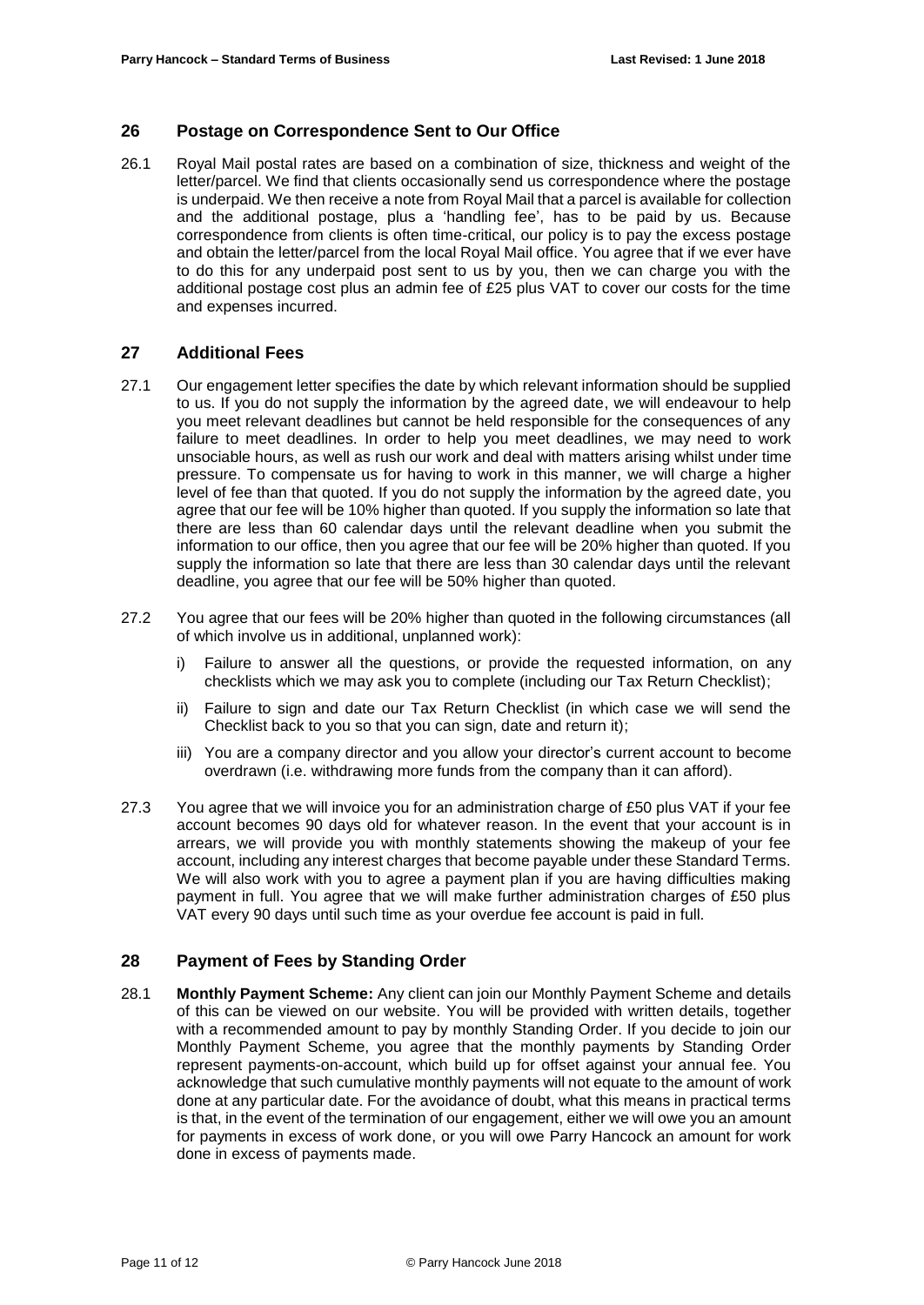## 26 Postage on Correspondence Sent to Our Office

26.1 Royal Mail postal rates are based on a combination of size, thickness and weight of the letter/parcel. We find that clients occasionally send us correspondence where the postage is underpaid. We then receive a note from Royal Mail that a parcel is available for collection and the additional postage, plus a 'handling fee', has to be paid by us. Because correspondence from clients is often time-critical, our policy is to pay the excess postage and obtain the letter/parcel from the local Royal Mail office. You agree that if we ever have to do this for any underpaid post sent to us by you, then we can charge you with the additional postage cost plus an admin fee of £25 plus VAT to cover our costs for the time and expenses incurred.

## 27 Additional Fees

27.1 Our engagement letter specifies the date by which relevant information should be supplied to us. If you do not supply the information by the agreed date, we will endeavour to help you meet relevant deadlines but cannot be held responsible for the consequences of any failure to meet deadlines. In order to help you meet deadlines, we may need to work unsociable hours, as well as rush our work and deal with matters arising whilst under time pressure. To compensate us for having to work in this manner, we will charge a higher level of fee than that quoted. If you do not supply the information by the agreed date, you agree that our fee will be 10% higher than quoted. If you supply the information so late that there are less than 60 calendar days until the relevant deadline when you submit the information to our office, then you agree that our fee will be 20% higher than quoted. If you supply the information so late that there are less than 30 calendar days until the relevant deadline, you agree that our fee will be 50% higher than quoted.

27.2 You agree that our fees will be 20% higher than quoted in the following circumstances (all of which involve us in additional, unplanned work):

i) Failure to answer all the questions, or provide the requested information, on any checklists which we may ask you to complete (including our Tax Return Checklist);

ii) Failure to sign and date our Tax Return Checklist (in which case we will send the Checklist back to you so that you can sign, date and return it);

iii) You are a company director and you allow your director's current account to become overdrawn (i.e. withdrawing more funds from the company than it can afford).

27.3 You agree that we will invoice you for an administration charge of £50 plus VAT if your fee account becomes 90 days old for whatever reason. In the event that your account is in arrears, we will provide you with monthly statements showing the makeup of your fee account, including any interest charges that become payable under these Standard Terms. We will also work with you to agree a payment plan if you are having difficulties making payment in full. You agree that we will make further administration charges of £50 plus VAT every 90 days until such time as your overdue fee account is paid in full.

## 28 Payment of Fees by Standing Order

28.1 **Monthly Payment Scheme:** Any client can join our Monthly Payment Scheme and details of this can be viewed on our website. You will be provided with written details, together with a recommended amount to pay by monthly Standing Order. If you decide to join our Monthly Payment Scheme, you agree that the monthly payments by Standing Order represent payments-on-account, which build up for offset against your annual fee. You acknowledge that such cumulative monthly payments will not equate to the amount of work done at any particular date. For the avoidance of doubt, what this means in practical terms is that, in the event of the termination of our engagement, either we will owe you an amount for payments in excess of work done, or you will owe Parry Hancock an amount for work done in excess of payments made.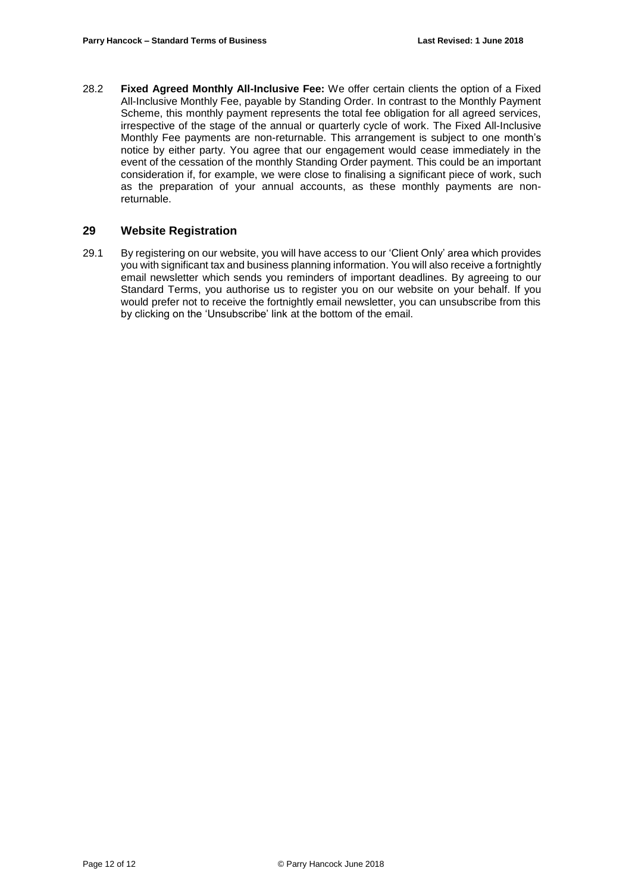28.2 **Fixed Agreed Monthly All-Inclusive Fee:** We offer certain clients the option of a Fixed All-Inclusive Monthly Fee, payable by Standing Order. In contrast to the Monthly Payment Scheme, this monthly payment represents the total fee obligation for all agreed services, irrespective of the stage of the annual or quarterly cycle of work. The Fixed All-Inclusive Monthly Fee payments are non-returnable. This arrangement is subject to one month's notice by either party. You agree that our engagement would cease immediately in the event of the cessation of the monthly Standing Order payment. This could be an important consideration if, for example, we were close to finalising a significant piece of work, such as the preparation of your annual accounts, as these monthly payments are non-returnable.

## 29 Website Registration

29.1 By registering on our website, you will have access to our 'Client Only' area which provides you with significant tax and business planning information. You will also receive a fortnightly email newsletter which sends you reminders of important deadlines. By agreeing to our Standard Terms, you authorise us to register you on our website on your behalf. If you would prefer not to receive the fortnightly email newsletter, you can unsubscribe from this by clicking on the 'Unsubscribe' link at the bottom of the email.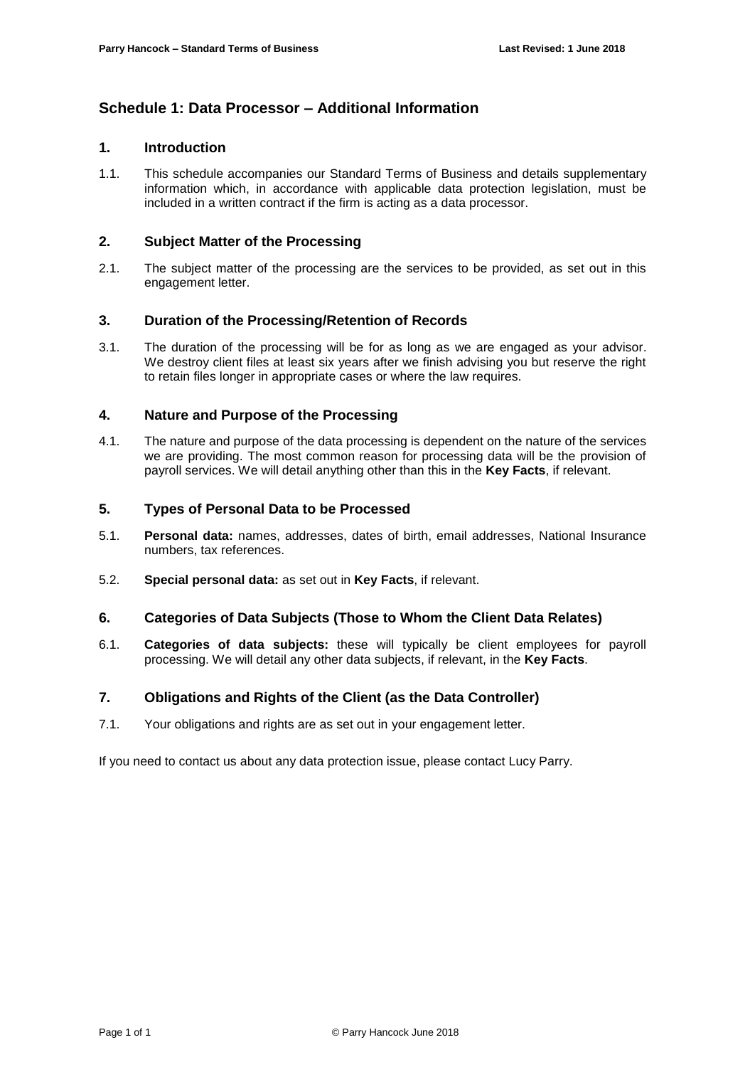## Schedule 1: Data Processor – Additional Information

### 1. Introduction

1.1. This schedule accompanies our Standard Terms of Business and details supplementary information which, in accordance with applicable data protection legislation, must be included in a written contract if the firm is acting as a data processor.

### 2. Subject Matter of the Processing

2.1. The subject matter of the processing are the services to be provided, as set out in this engagement letter.

### 3. Duration of the Processing/Retention of Records

3.1. The duration of the processing will be for as long as we are engaged as your advisor. We destroy client files at least six years after we finish advising you but reserve the right to retain files longer in appropriate cases or where the law requires.

### 4. Nature and Purpose of the Processing

4.1. The nature and purpose of the data processing is dependent on the nature of the services we are providing. The most common reason for processing data will be the provision of payroll services. We will detail anything other than this in the **Key Facts**, if relevant.

### 5. Types of Personal Data to be Processed

5.1. **Personal data:** names, addresses, dates of birth, email addresses, National Insurance numbers, tax references.

5.2. **Special personal data:** as set out in **Key Facts**, if relevant.

### 6. Categories of Data Subjects (Those to Whom the Client Data Relates)

6.1. **Categories of data subjects:** these will typically be client employees for payroll processing. We will detail any other data subjects, if relevant, in the **Key Facts**.

### 7. Obligations and Rights of the Client (as the Data Controller)

7.1. Your obligations and rights are as set out in your engagement letter.

If you need to contact us about any data protection issue, please contact Lucy Parry.